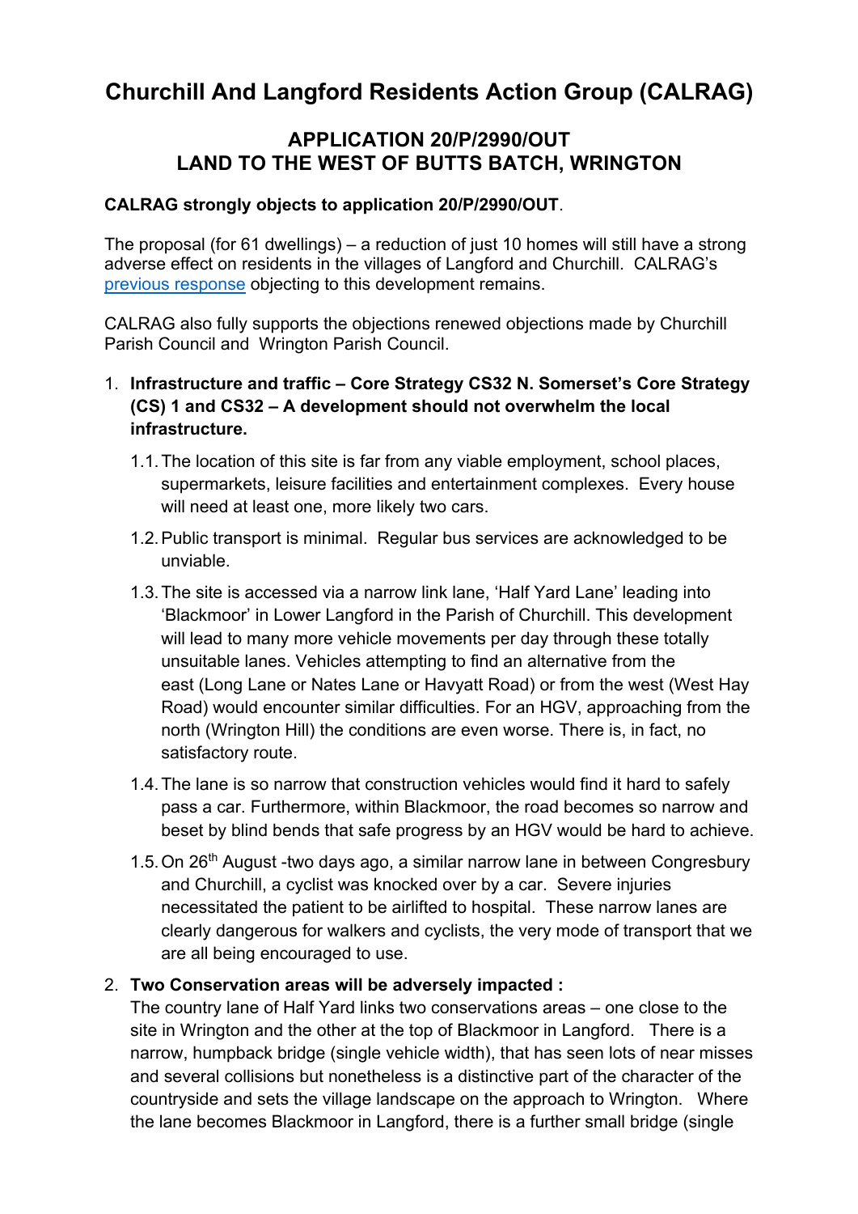# Churchill And Langford Residents Action Group (CALRAG)

## APPLICATION 20/P/2990/OUT
## LAND TO THE WEST OF BUTTS BATCH, WRINGTON

**CALRAG strongly objects to application 20/P/2990/OUT**.

The proposal (for 61 dwellings) – a reduction of just 10 homes will still have a strong adverse effect on residents in the villages of Langford and Churchill. CALRAG's previous response objecting to this development remains.

CALRAG also fully supports the objections renewed objections made by Churchill Parish Council and Wrington Parish Council.

1. **Infrastructure and traffic – Core Strategy CS32 N. Somerset's Core Strategy (CS) 1 and CS32 – A development should not overwhelm the local infrastructure.**
   1.1. The location of this site is far from any viable employment, school places, supermarkets, leisure facilities and entertainment complexes. Every house will need at least one, more likely two cars.
   1.2. Public transport is minimal. Regular bus services are acknowledged to be unviable.
   1.3. The site is accessed via a narrow link lane, 'Half Yard Lane' leading into 'Blackmoor' in Lower Langford in the Parish of Churchill. This development will lead to many more vehicle movements per day through these totally unsuitable lanes. Vehicles attempting to find an alternative from the east (Long Lane or Nates Lane or Havyatt Road) or from the west (West Hay Road) would encounter similar difficulties. For an HGV, approaching from the north (Wrington Hill) the conditions are even worse. There is, in fact, no satisfactory route.
   1.4. The lane is so narrow that construction vehicles would find it hard to safely pass a car. Furthermore, within Blackmoor, the road becomes so narrow and beset by blind bends that safe progress by an HGV would be hard to achieve.
   1.5. On 26th August -two days ago, a similar narrow lane in between Congresbury and Churchill, a cyclist was knocked over by a car. Severe injuries necessitated the patient to be airlifted to hospital. These narrow lanes are clearly dangerous for walkers and cyclists, the very mode of transport that we are all being encouraged to use.
2. **Two Conservation areas will be adversely impacted :**
   The country lane of Half Yard links two conservations areas – one close to the site in Wrington and the other at the top of Blackmoor in Langford. There is a narrow, humpback bridge (single vehicle width), that has seen lots of near misses and several collisions but nonetheless is a distinctive part of the character of the countryside and sets the village landscape on the approach to Wrington. Where the lane becomes Blackmoor in Langford, there is a further small bridge (single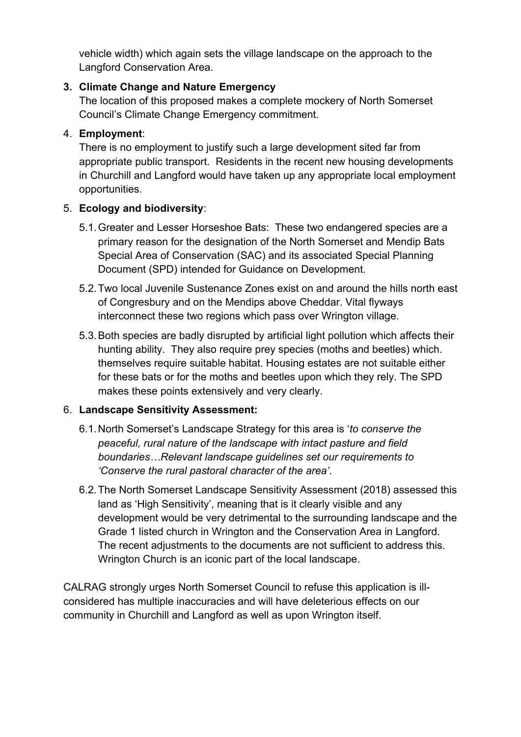vehicle width) which again sets the village landscape on the approach to the Langford Conservation Area.

3. **Climate Change and Nature Emergency**
   The location of this proposed makes a complete mockery of North Somerset Council's Climate Change Emergency commitment.

4. **Employment**:
   There is no employment to justify such a large development sited far from appropriate public transport. Residents in the recent new housing developments in Churchill and Langford would have taken up any appropriate local employment opportunities.

5. **Ecology and biodiversity**:

   5.1. Greater and Lesser Horseshoe Bats: These two endangered species are a primary reason for the designation of the North Somerset and Mendip Bats Special Area of Conservation (SAC) and its associated Special Planning Document (SPD) intended for Guidance on Development.

   5.2. Two local Juvenile Sustenance Zones exist on and around the hills north east of Congresbury and on the Mendips above Cheddar. Vital flyways interconnect these two regions which pass over Wrington village.

   5.3. Both species are badly disrupted by artificial light pollution which affects their hunting ability. They also require prey species (moths and beetles) which. themselves require suitable habitat. Housing estates are not suitable either for these bats or for the moths and beetles upon which they rely. The SPD makes these points extensively and very clearly.

6. **Landscape Sensitivity Assessment:**

   6.1. North Somerset's Landscape Strategy for this area is '*to conserve the peaceful, rural nature of the landscape with intact pasture and field boundaries…Relevant landscape guidelines set our requirements to 'Conserve the rural pastoral character of the area'*.

   6.2. The North Somerset Landscape Sensitivity Assessment (2018) assessed this land as 'High Sensitivity', meaning that is it clearly visible and any development would be very detrimental to the surrounding landscape and the Grade 1 listed church in Wrington and the Conservation Area in Langford. The recent adjustments to the documents are not sufficient to address this. Wrington Church is an iconic part of the local landscape.

CALRAG strongly urges North Somerset Council to refuse this application is ill-considered has multiple inaccuracies and will have deleterious effects on our community in Churchill and Langford as well as upon Wrington itself.